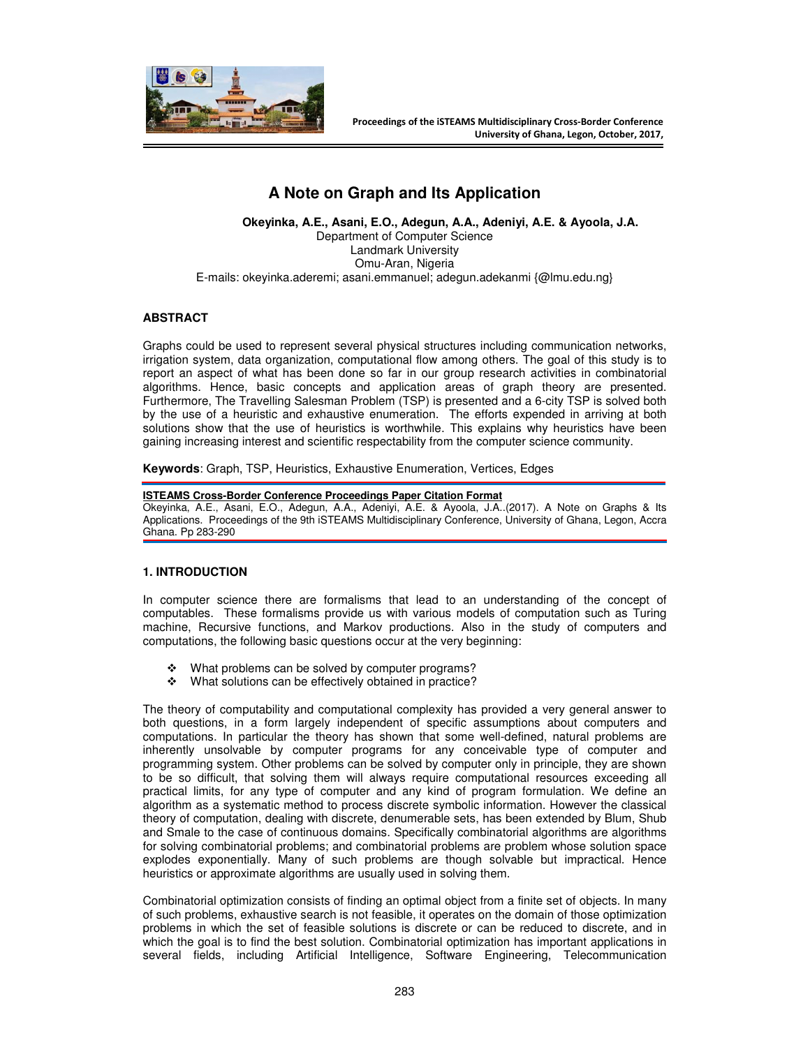# A Note on Graph and Its Application

**Okeyinka, A.E., Asani, E.O., Adegun, A.A., Adeniyi, A.E. & Ayoola, J.A.**
Department of Computer Science
Landmark University
Omu-Aran, Nigeria
E-mails: okeyinka.aderemi; asani.emmanuel; adegun.adekanmi {@lmu.edu.ng}

## ABSTRACT

Graphs could be used to represent several physical structures including communication networks, irrigation system, data organization, computational flow among others. The goal of this study is to report an aspect of what has been done so far in our group research activities in combinatorial algorithms. Hence, basic concepts and application areas of graph theory are presented. Furthermore, The Travelling Salesman Problem (TSP) is presented and a 6-city TSP is solved both by the use of a heuristic and exhaustive enumeration. The efforts expended in arriving at both solutions show that the use of heuristics is worthwhile. This explains why heuristics have been gaining increasing interest and scientific respectability from the computer science community.

**Keywords**: Graph, TSP, Heuristics, Exhaustive Enumeration, Vertices, Edges

**ISTEAMS Cross-Border Conference Proceedings Paper Citation Format**
Okeyinka, A.E., Asani, E.O., Adegun, A.A., Adeniyi, A.E. & Ayoola, J.A..(2017). A Note on Graphs & Its Applications. Proceedings of the 9th iSTEAMS Multidisciplinary Conference, University of Ghana, Legon, Accra Ghana. Pp 283-290

## 1. INTRODUCTION

In computer science there are formalisms that lead to an understanding of the concept of computables. These formalisms provide us with various models of computation such as Turing machine, Recursive functions, and Markov productions. Also in the study of computers and computations, the following basic questions occur at the very beginning:

- What problems can be solved by computer programs?
- What solutions can be effectively obtained in practice?

The theory of computability and computational complexity has provided a very general answer to both questions, in a form largely independent of specific assumptions about computers and computations. In particular the theory has shown that some well-defined, natural problems are inherently unsolvable by computer programs for any conceivable type of computer and programming system. Other problems can be solved by computer only in principle, they are shown to be so difficult, that solving them will always require computational resources exceeding all practical limits, for any type of computer and any kind of program formulation. We define an algorithm as a systematic method to process discrete symbolic information. However the classical theory of computation, dealing with discrete, denumerable sets, has been extended by Blum, Shub and Smale to the case of continuous domains. Specifically combinatorial algorithms are algorithms for solving combinatorial problems; and combinatorial problems are problem whose solution space explodes exponentially. Many of such problems are though solvable but impractical. Hence heuristics or approximate algorithms are usually used in solving them.

Combinatorial optimization consists of finding an optimal object from a finite set of objects. In many of such problems, exhaustive search is not feasible, it operates on the domain of those optimization problems in which the set of feasible solutions is discrete or can be reduced to discrete, and in which the goal is to find the best solution. Combinatorial optimization has important applications in several fields, including Artificial Intelligence, Software Engineering, Telecommunication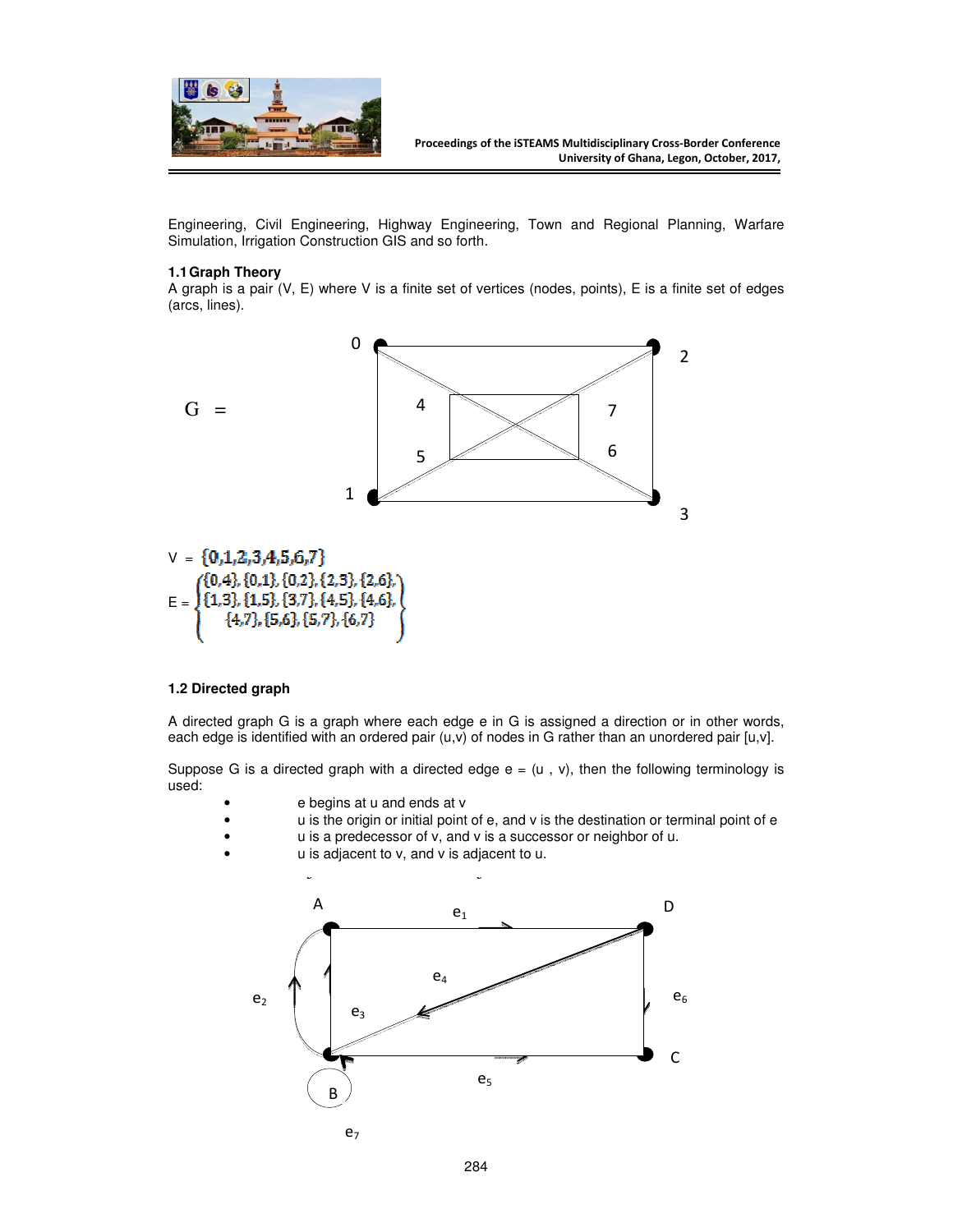Engineering, Civil Engineering, Highway Engineering, Town and Regional Planning, Warfare Simulation, Irrigation Construction GIS and so forth.

### 1.1 Graph Theory

A graph is a pair (V, E) where V is a finite set of vertices (nodes, points), E is a finite set of edges (arcs, lines).

G =

$$V = \{0,1,2,3,4,5,6,7\}$$

$$E = \left\{ \begin{array}{c} \{0,4\}, \{0,1\}, \{0,2\}, \{2,3\}, \{2,6\}, \\ \{1,3\}, \{1,5\}, \{3,7\}, \{4,5\}, \{4,6\}, \\ \{4,7\}, \{5,6\}, \{5,7\}, \{6,7\} \end{array} \right\}$$

### 1.2 Directed graph

A directed graph G is a graph where each edge e in G is assigned a direction or in other words, each edge is identified with an ordered pair (u,v) of nodes in G rather than an unordered pair [u,v].

Suppose G is a directed graph with a directed edge e = (u , v), then the following terminology is used:

- e begins at u and ends at v
- u is the origin or initial point of e, and v is the destination or terminal point of e
- u is a predecessor of v, and v is a successor or neighbor of u.
- u is adjacent to v, and v is adjacent to u.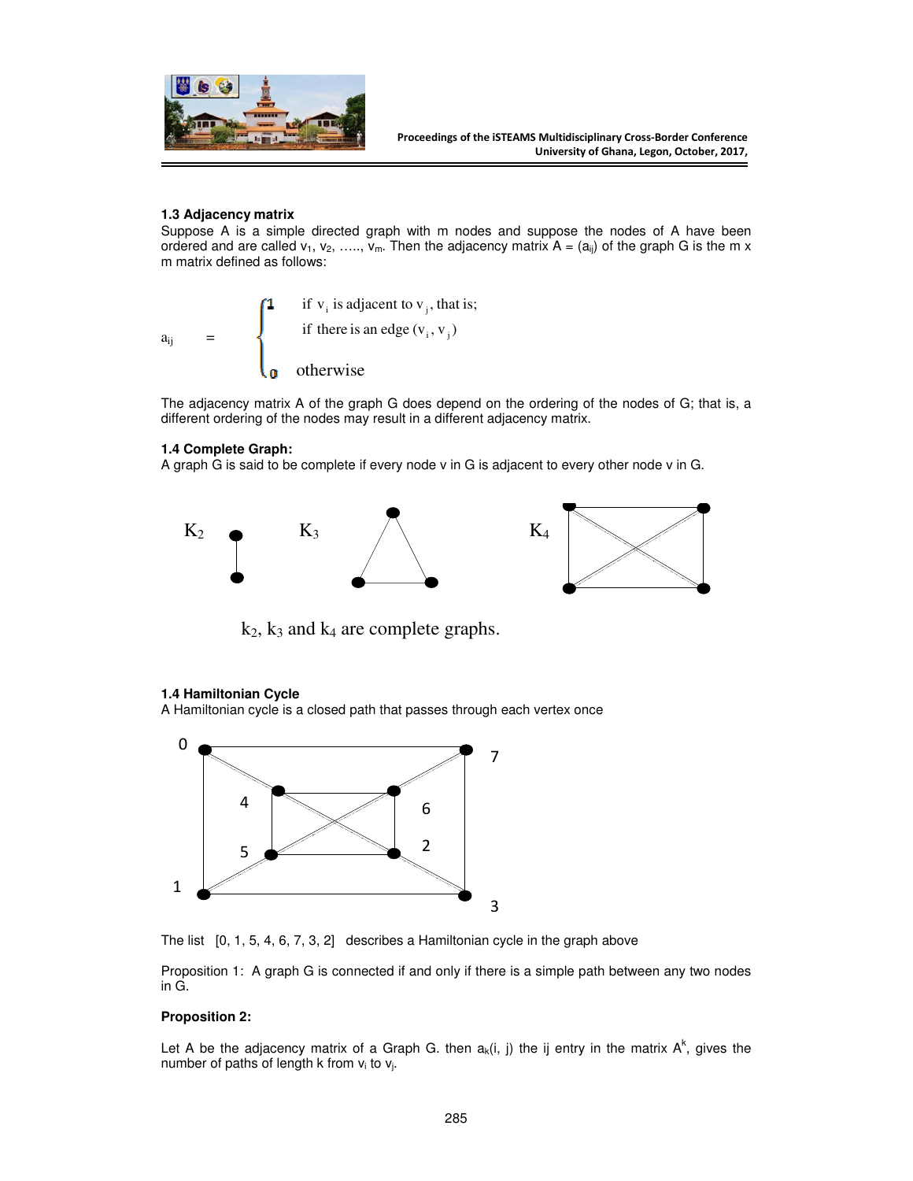### 1.3 Adjacency matrix

Suppose A is a simple directed graph with m nodes and suppose the nodes of A have been ordered and are called $v_1, v_2, \ldots, v_m$. Then the adjacency matrix $A = (a_{ij})$ of the graph G is the m x m matrix defined as follows:

$$a_{ij} = \begin{cases} 1 & \text{if } v_i \text{ is adjacent to } v_j \text{, that is; if there is an edge } (v_i, v_j) \\ 0 & \text{otherwise} \end{cases}$$

The adjacency matrix A of the graph G does depend on the ordering of the nodes of G; that is, a different ordering of the nodes may result in a different adjacency matrix.

### 1.4 Complete Graph:

A graph G is said to be complete if every node v in G is adjacent to every other node v in G.

$K_2$ $K_3$ $K_4$

$k_2$, $k_3$ and $k_4$ are complete graphs.

### 1.4 Hamiltonian Cycle

A Hamiltonian cycle is a closed path that passes through each vertex once

The list [0, 1, 5, 4, 6, 7, 3, 2] describes a Hamiltonian cycle in the graph above

Proposition 1: A graph G is connected if and only if there is a simple path between any two nodes in G.

**Proposition 2:**

Let A be the adjacency matrix of a Graph G. then $a_k(i, j)$ the ij entry in the matrix $A^k$, gives the number of paths of length k from $v_i$ to $v_j$.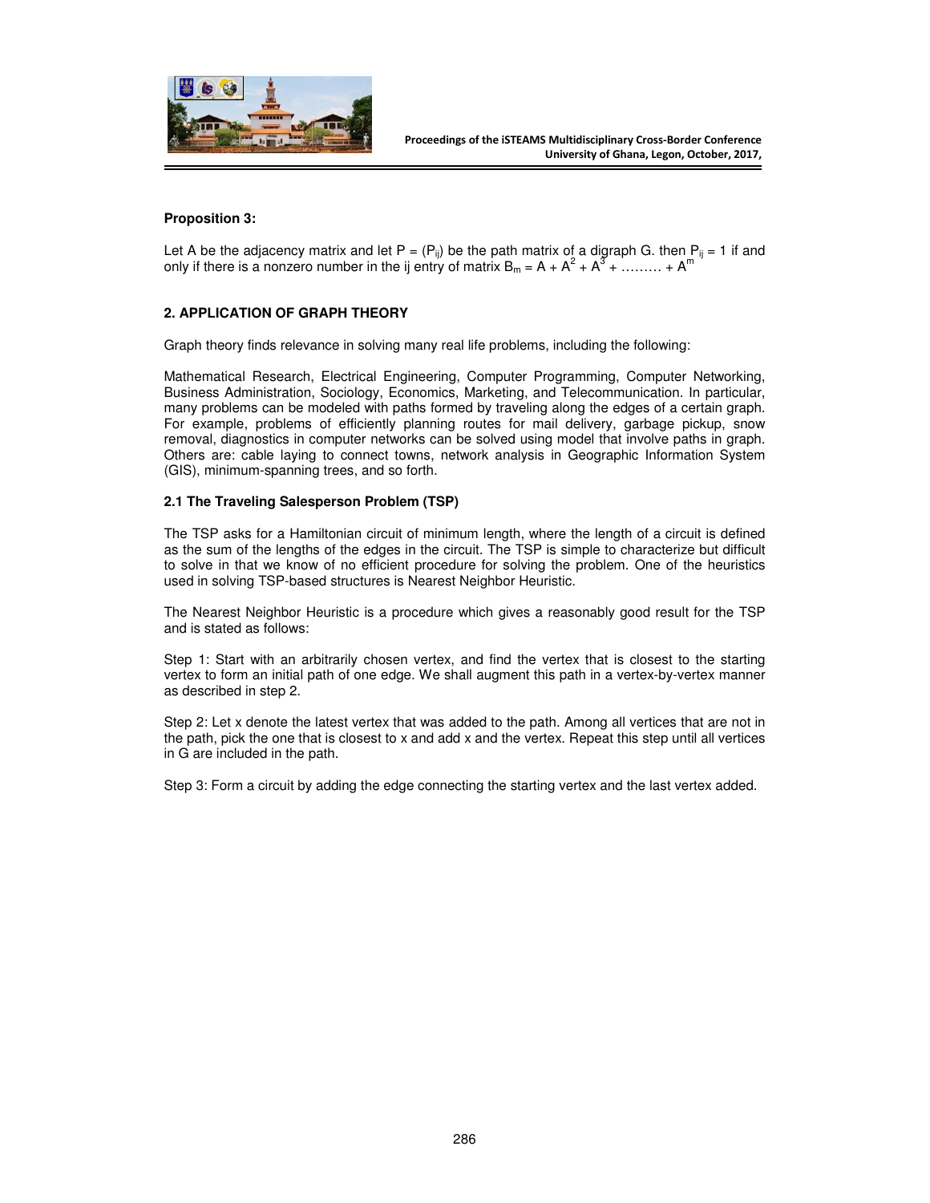**Proposition 3:**

Let A be the adjacency matrix and let $P = (P_{ij})$ be the path matrix of a digraph G. then $P_{ij} = 1$ if and only if there is a nonzero number in the ij entry of matrix $B_m = A + A^2 + A^3 + \ldots\ldots\ldots + A^m$

## 2. APPLICATION OF GRAPH THEORY

Graph theory finds relevance in solving many real life problems, including the following:

Mathematical Research, Electrical Engineering, Computer Programming, Computer Networking, Business Administration, Sociology, Economics, Marketing, and Telecommunication. In particular, many problems can be modeled with paths formed by traveling along the edges of a certain graph. For example, problems of efficiently planning routes for mail delivery, garbage pickup, snow removal, diagnostics in computer networks can be solved using model that involve paths in graph. Others are: cable laying to connect towns, network analysis in Geographic Information System (GIS), minimum-spanning trees, and so forth.

### 2.1 The Traveling Salesperson Problem (TSP)

The TSP asks for a Hamiltonian circuit of minimum length, where the length of a circuit is defined as the sum of the lengths of the edges in the circuit. The TSP is simple to characterize but difficult to solve in that we know of no efficient procedure for solving the problem. One of the heuristics used in solving TSP-based structures is Nearest Neighbor Heuristic.

The Nearest Neighbor Heuristic is a procedure which gives a reasonably good result for the TSP and is stated as follows:

Step 1: Start with an arbitrarily chosen vertex, and find the vertex that is closest to the starting vertex to form an initial path of one edge. We shall augment this path in a vertex-by-vertex manner as described in step 2.

Step 2: Let x denote the latest vertex that was added to the path. Among all vertices that are not in the path, pick the one that is closest to x and add x and the vertex. Repeat this step until all vertices in G are included in the path.

Step 3: Form a circuit by adding the edge connecting the starting vertex and the last vertex added.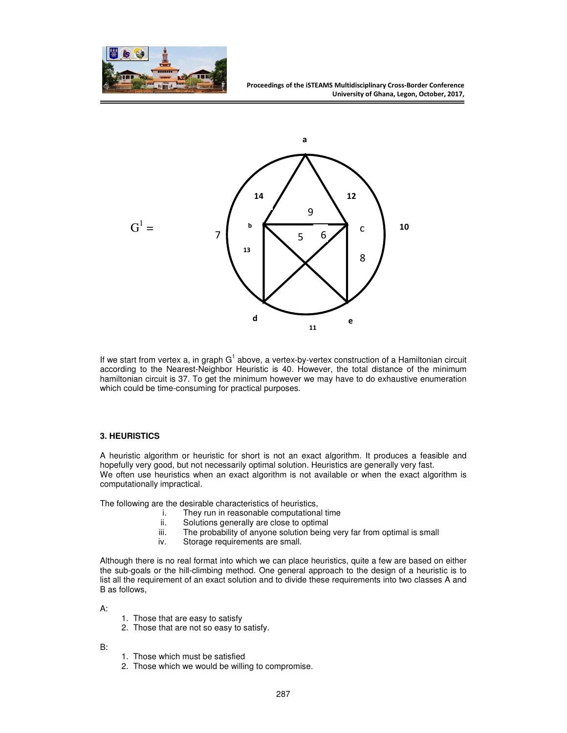$G^1 =$

If we start from vertex a, in graph $G^1$ above, a vertex-by-vertex construction of a Hamiltonian circuit according to the Nearest-Neighbor Heuristic is 40. However, the total distance of the minimum hamiltonian circuit is 37. To get the minimum however we may have to do exhaustive enumeration which could be time-consuming for practical purposes.

### 3. HEURISTICS

A heuristic algorithm or heuristic for short is not an exact algorithm. It produces a feasible and hopefully very good, but not necessarily optimal solution. Heuristics are generally very fast.
We often use heuristics when an exact algorithm is not available or when the exact algorithm is computationally impractical.

The following are the desirable characteristics of heuristics,

i. They run in reasonable computational time
ii. Solutions generally are close to optimal
iii. The probability of anyone solution being very far from optimal is small
iv. Storage requirements are small.

Although there is no real format into which we can place heuristics, quite a few are based on either the sub-goals or the hill-climbing method. One general approach to the design of a heuristic is to list all the requirement of an exact solution and to divide these requirements into two classes A and B as follows,

A:

1. Those that are easy to satisfy
2. Those that are not so easy to satisfy.

B:

1. Those which must be satisfied
2. Those which we would be willing to compromise.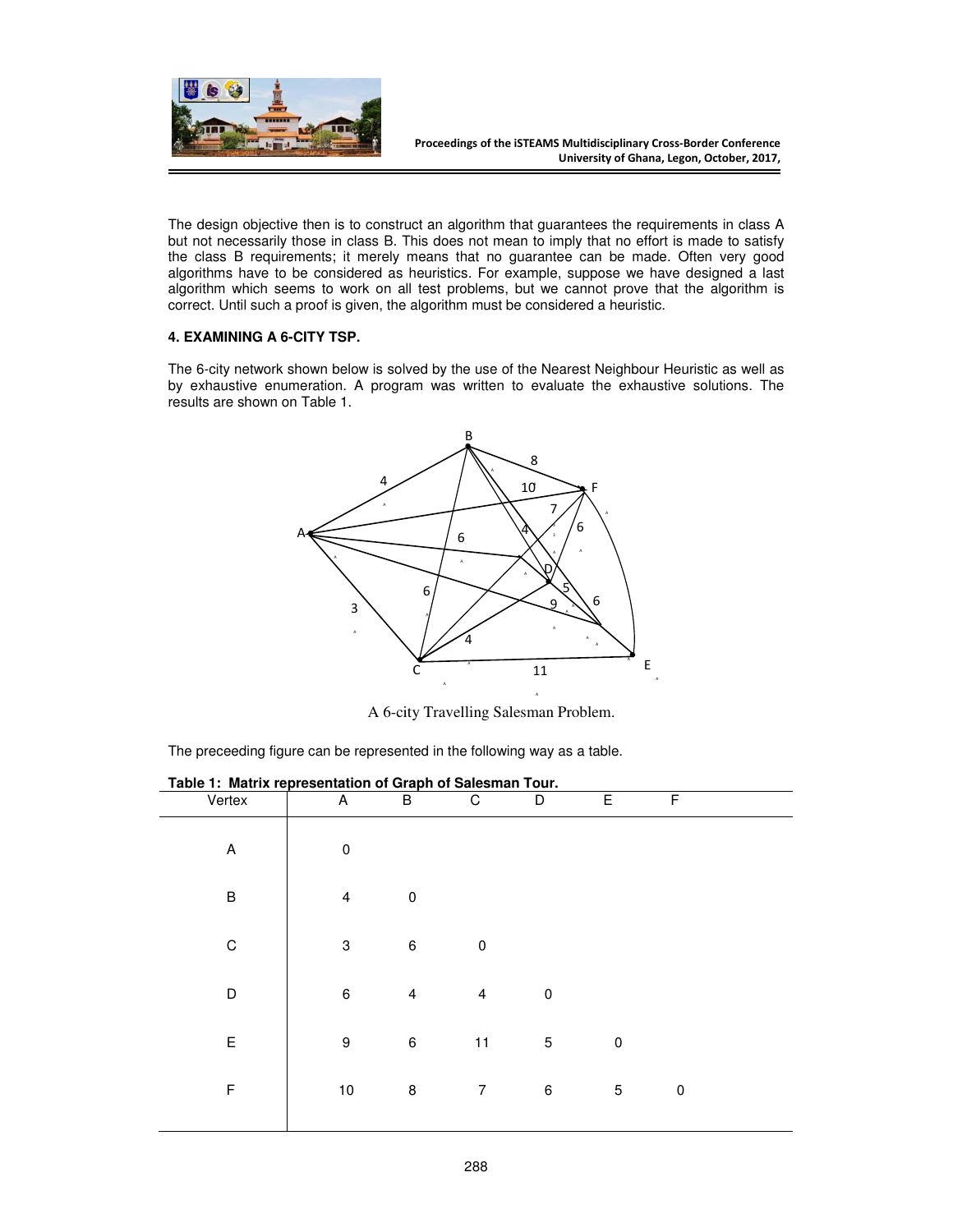The design objective then is to construct an algorithm that guarantees the requirements in class A but not necessarily those in class B. This does not mean to imply that no effort is made to satisfy the class B requirements; it merely means that no guarantee can be made. Often very good algorithms have to be considered as heuristics. For example, suppose we have designed a last algorithm which seems to work on all test problems, but we cannot prove that the algorithm is correct. Until such a proof is given, the algorithm must be considered a heuristic.

**4. EXAMINING A 6-CITY TSP.**

The 6-city network shown below is solved by the use of the Nearest Neighbour Heuristic as well as by exhaustive enumeration. A program was written to evaluate the exhaustive solutions. The results are shown on Table 1.

A 6-city Travelling Salesman Problem.

The preceeding figure can be represented in the following way as a table.

**Table 1: Matrix representation of Graph of Salesman Tour.**

| Vertex | A | B | C | D | E | F |
|---|---|---|---|---|---|---|
| A | 0 | | | | | |
| B | 4 | 0 | | | | |
| C | 3 | 6 | 0 | | | |
| D | 6 | 4 | 4 | 0 | | |
| E | 9 | 6 | 11 | 5 | 0 | |
| F | 10 | 8 | 7 | 6 | 5 | 0 |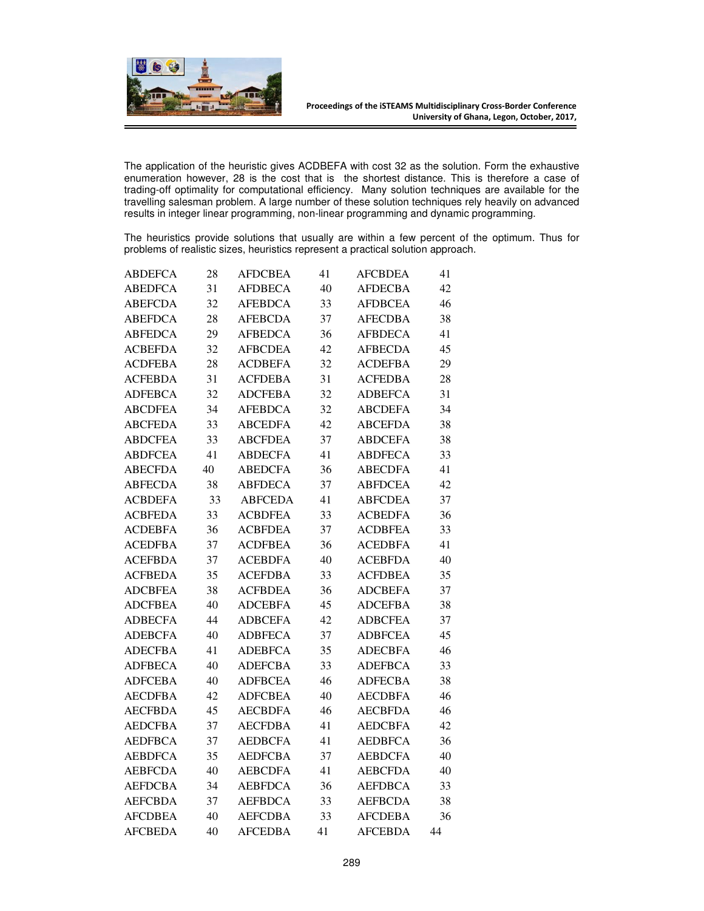The application of the heuristic gives ACDBEFA with cost 32 as the solution. Form the exhaustive enumeration however, 28 is the cost that is the shortest distance. This is therefore a case of trading-off optimality for computational efficiency. Many solution techniques are available for the travelling salesman problem. A large number of these solution techniques rely heavily on advanced results in integer linear programming, non-linear programming and dynamic programming.

The heuristics provide solutions that usually are within a few percent of the optimum. Thus for problems of realistic sizes, heuristics represent a practical solution approach.

| | | | | | |
|---|---|---|---|---|---|
| ABDEFCA | 28 | AFDCBEA | 41 | AFCBDEA | 41 |
| ABEDFCA | 31 | AFDBECA | 40 | AFDECBA | 42 |
| ABEFCDA | 32 | AFEBDCA | 33 | AFDBCEA | 46 |
| ABEFDCA | 28 | AFEBCDA | 37 | AFECDBA | 38 |
| ABFEDCA | 29 | AFBEDCA | 36 | AFBDECA | 41 |
| ACBEFDA | 32 | AFBCDEA | 42 | AFBECDA | 45 |
| ACDFEBA | 28 | ACDBEFA | 32 | ACDEFBA | 29 |
| ACFEBDA | 31 | ACFDEBA | 31 | ACFEDBA | 28 |
| ADFEBCA | 32 | ADCFEBA | 32 | ADBEFCA | 31 |
| ABCDFEA | 34 | AFEBDCA | 32 | ABCDEFA | 34 |
| ABCFEDA | 33 | ABCEDFA | 42 | ABCEFDA | 38 |
| ABDCFEA | 33 | ABCFDEA | 37 | ABDCEFA | 38 |
| ABDFCEA | 41 | ABDECFA | 41 | ABDFECA | 33 |
| ABECFDA | 40 | ABEDCFA | 36 | ABECDFA | 41 |
| ABFECDA | 38 | ABFDECA | 37 | ABFDCEA | 42 |
| ACBDEFA | 33 | ABFCEDA | 41 | ABFCDEA | 37 |
| ACBFEDA | 33 | ACBDFEA | 33 | ACBEDFA | 36 |
| ACDEBFA | 36 | ACBFDEA | 37 | ACDBFEA | 33 |
| ACEDFBA | 37 | ACDFBEA | 36 | ACEDBFA | 41 |
| ACEFBDA | 37 | ACEBDFA | 40 | ACEBFDA | 40 |
| ACFBEDA | 35 | ACEFDBA | 33 | ACFDBEA | 35 |
| ADCBFEA | 38 | ACFBDEA | 36 | ADCBEFA | 37 |
| ADCFBEA | 40 | ADCEBFA | 45 | ADCEFBA | 38 |
| ADBECFA | 44 | ADBCEFA | 42 | ADBCFEA | 37 |
| ADEBCFA | 40 | ADBFECA | 37 | ADBFCEA | 45 |
| ADECFBA | 41 | ADEBFCA | 35 | ADECBFA | 46 |
| ADFBECA | 40 | ADEFCBA | 33 | ADEFBCA | 33 |
| ADFCEBA | 40 | ADFBCEA | 46 | ADFECBA | 38 |
| AECDFBA | 42 | ADFCBEA | 40 | AECDBFA | 46 |
| AECFBDA | 45 | AECBDFA | 46 | AECBFDA | 46 |
| AEDCFBA | 37 | AECFDBA | 41 | AEDCBFA | 42 |
| AEDFBCA | 37 | AEDBCFA | 41 | AEDBFCA | 36 |
| AEBDFCA | 35 | AEDFCBA | 37 | AEBDCFA | 40 |
| AEBFCDA | 40 | AEBCDFA | 41 | AEBCFDA | 40 |
| AEFDCBA | 34 | AEBFDCA | 36 | AEFDBCA | 33 |
| AEFCBDA | 37 | AEFBDCA | 33 | AEFBCDA | 38 |
| AFCDBEA | 40 | AEFCDBA | 33 | AFCDEBA | 36 |
| AFCBEDA | 40 | AFCEDBA | 41 | AFCEBDA | 44 |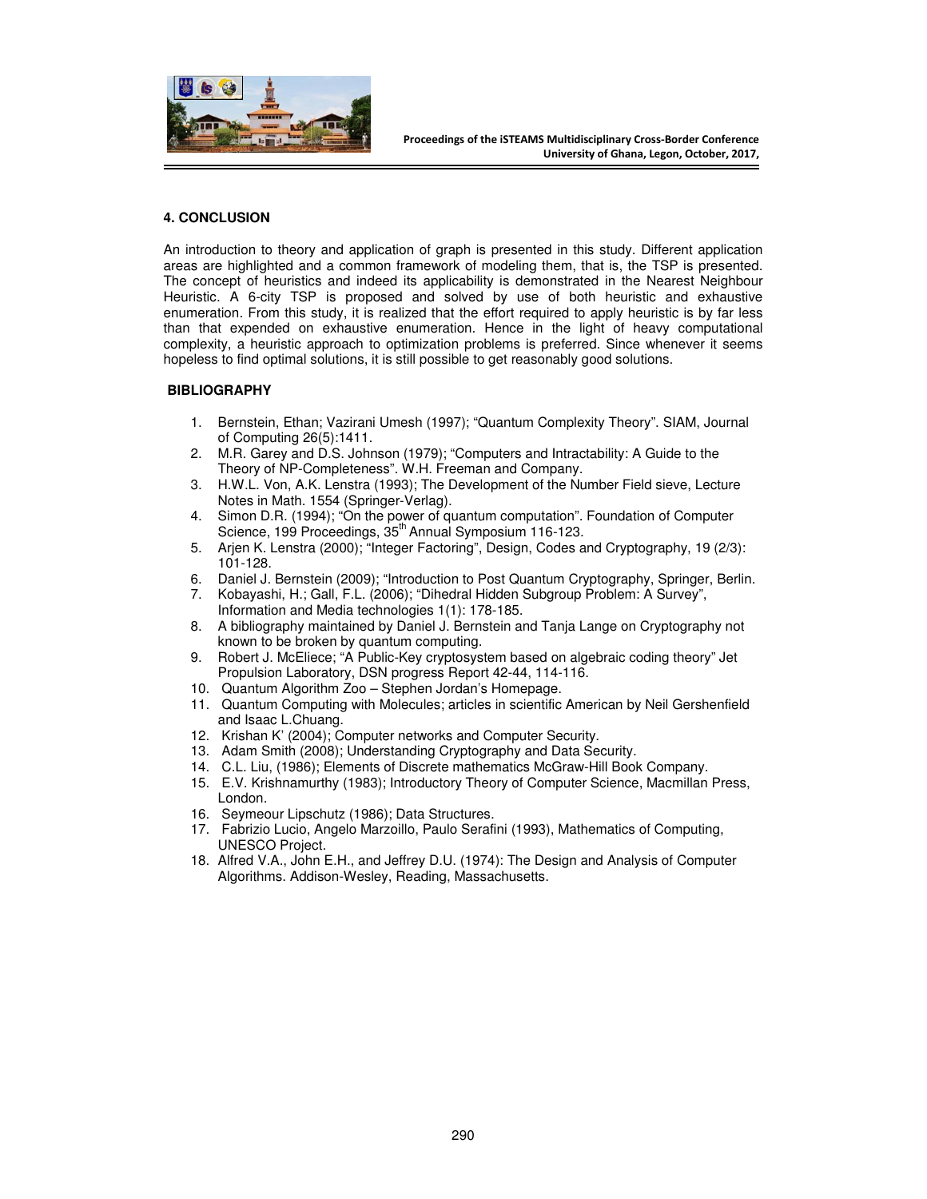## 4. CONCLUSION

An introduction to theory and application of graph is presented in this study. Different application areas are highlighted and a common framework of modeling them, that is, the TSP is presented. The concept of heuristics and indeed its applicability is demonstrated in the Nearest Neighbour Heuristic. A 6-city TSP is proposed and solved by use of both heuristic and exhaustive enumeration. From this study, it is realized that the effort required to apply heuristic is by far less than that expended on exhaustive enumeration. Hence in the light of heavy computational complexity, a heuristic approach to optimization problems is preferred. Since whenever it seems hopeless to find optimal solutions, it is still possible to get reasonably good solutions.

## BIBLIOGRAPHY

1. Bernstein, Ethan; Vazirani Umesh (1997); "Quantum Complexity Theory". SIAM, Journal of Computing 26(5):1411.
2. M.R. Garey and D.S. Johnson (1979); "Computers and Intractability: A Guide to the Theory of NP-Completeness". W.H. Freeman and Company.
3. H.W.L. Von, A.K. Lenstra (1993); The Development of the Number Field sieve, Lecture Notes in Math. 1554 (Springer-Verlag).
4. Simon D.R. (1994); "On the power of quantum computation". Foundation of Computer Science, 199 Proceedings, 35th Annual Symposium 116-123.
5. Arjen K. Lenstra (2000); "Integer Factoring", Design, Codes and Cryptography, 19 (2/3): 101-128.
6. Daniel J. Bernstein (2009); "Introduction to Post Quantum Cryptography, Springer, Berlin.
7. Kobayashi, H.; Gall, F.L. (2006); "Dihedral Hidden Subgroup Problem: A Survey", Information and Media technologies 1(1): 178-185.
8. A bibliography maintained by Daniel J. Bernstein and Tanja Lange on Cryptography not known to be broken by quantum computing.
9. Robert J. McEliece; "A Public-Key cryptosystem based on algebraic coding theory" Jet Propulsion Laboratory, DSN progress Report 42-44, 114-116.
10. Quantum Algorithm Zoo – Stephen Jordan's Homepage.
11. Quantum Computing with Molecules; articles in scientific American by Neil Gershenfield and Isaac L.Chuang.
12. Krishan K' (2004); Computer networks and Computer Security.
13. Adam Smith (2008); Understanding Cryptography and Data Security.
14. C.L. Liu, (1986); Elements of Discrete mathematics McGraw-Hill Book Company.
15. E.V. Krishnamurthy (1983); Introductory Theory of Computer Science, Macmillan Press, London.
16. Seymeour Lipschutz (1986); Data Structures.
17. Fabrizio Lucio, Angelo Marzoillo, Paulo Serafini (1993), Mathematics of Computing, UNESCO Project.
18. Alfred V.A., John E.H., and Jeffrey D.U. (1974): The Design and Analysis of Computer Algorithms. Addison-Wesley, Reading, Massachusetts.